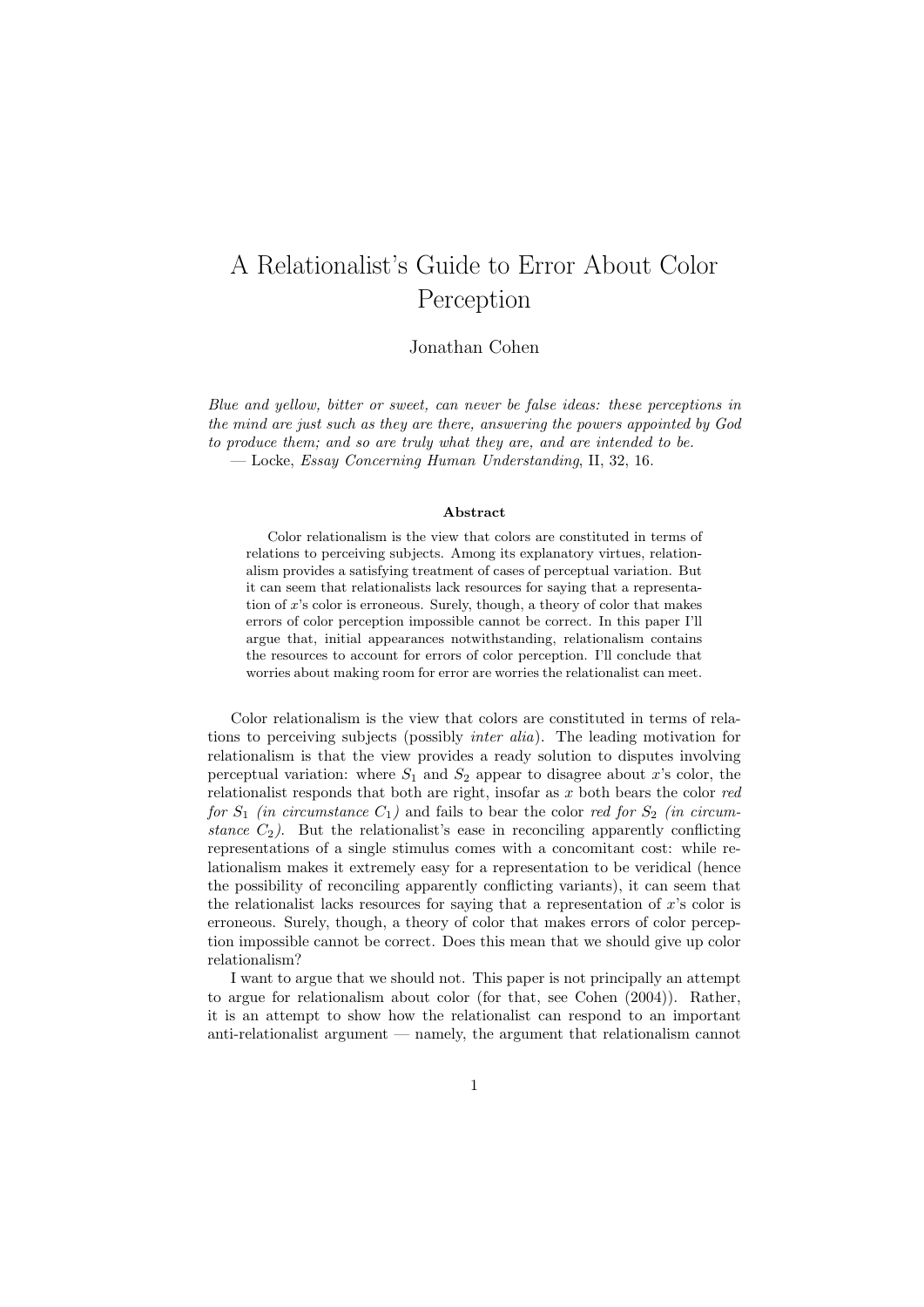# A Relationalist's Guide to Error About Color Perception

Jonathan Cohen

*Blue and yellow, bitter or sweet, can never be false ideas: these perceptions in the mind are just such as they are there, answering the powers appointed by God to produce them; and so are truly what they are, and are intended to be.*
— Locke, *Essay Concerning Human Understanding*, II, 32, 16.

**Abstract**

Color relationalism is the view that colors are constituted in terms of relations to perceiving subjects. Among its explanatory virtues, relationalism provides a satisfying treatment of cases of perceptual variation. But it can seem that relationalists lack resources for saying that a representation of $x$'s color is erroneous. Surely, though, a theory of color that makes errors of color perception impossible cannot be correct. In this paper I'll argue that, initial appearances notwithstanding, relationalism contains the resources to account for errors of color perception. I'll conclude that worries about making room for error are worries the relationalist can meet.

Color relationalism is the view that colors are constituted in terms of relations to perceiving subjects (possibly *inter alia*). The leading motivation for relationalism is that the view provides a ready solution to disputes involving perceptual variation: where $S_1$ and $S_2$ appear to disagree about $x$'s color, the relationalist responds that both are right, insofar as $x$ both bears the color *red for* $S_1$ *(in circumstance* $C_1$*)* and fails to bear the color *red for* $S_2$ *(in circumstance* $C_2$*)*. But the relationalist's ease in reconciling apparently conflicting representations of a single stimulus comes with a concomitant cost: while relationalism makes it extremely easy for a representation to be veridical (hence the possibility of reconciling apparently conflicting variants), it can seem that the relationalist lacks resources for saying that a representation of $x$'s color is erroneous. Surely, though, a theory of color that makes errors of color perception impossible cannot be correct. Does this mean that we should give up color relationalism?

I want to argue that we should not. This paper is not principally an attempt to argue for relationalism about color (for that, see Cohen (2004)). Rather, it is an attempt to show how the relationalist can respond to an important anti-relationalist argument — namely, the argument that relationalism cannot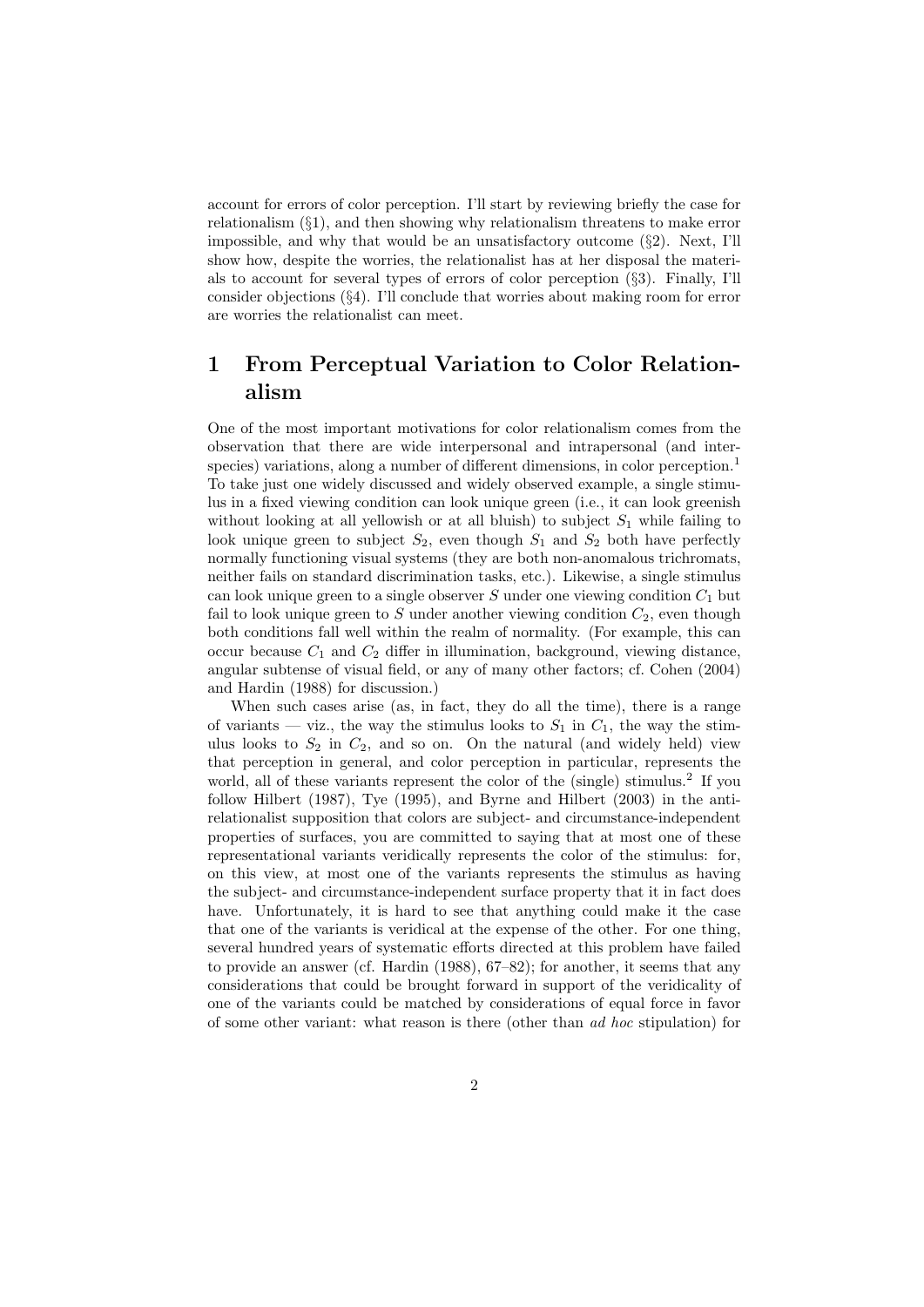account for errors of color perception. I'll start by reviewing briefly the case for relationalism (§1), and then showing why relationalism threatens to make error impossible, and why that would be an unsatisfactory outcome (§2). Next, I'll show how, despite the worries, the relationalist has at her disposal the materials to account for several types of errors of color perception (§3). Finally, I'll consider objections (§4). I'll conclude that worries about making room for error are worries the relationalist can meet.

# 1 From Perceptual Variation to Color Relationalism

One of the most important motivations for color relationalism comes from the observation that there are wide interpersonal and intrapersonal (and interspecies) variations, along a number of different dimensions, in color perception.[1] To take just one widely discussed and widely observed example, a single stimulus in a fixed viewing condition can look unique green (i.e., it can look greenish without looking at all yellowish or at all bluish) to subject $S_1$ while failing to look unique green to subject $S_2$, even though $S_1$ and $S_2$ both have perfectly normally functioning visual systems (they are both non-anomalous trichromats, neither fails on standard discrimination tasks, etc.). Likewise, a single stimulus can look unique green to a single observer $S$ under one viewing condition $C_1$ but fail to look unique green to $S$ under another viewing condition $C_2$, even though both conditions fall well within the realm of normality. (For example, this can occur because $C_1$ and $C_2$ differ in illumination, background, viewing distance, angular subtense of visual field, or any of many other factors; cf. Cohen (2004) and Hardin (1988) for discussion.)

When such cases arise (as, in fact, they do all the time), there is a range of variants — viz., the way the stimulus looks to $S_1$ in $C_1$, the way the stimulus looks to $S_2$ in $C_2$, and so on. On the natural (and widely held) view that perception in general, and color perception in particular, represents the world, all of these variants represent the color of the (single) stimulus.[2] If you follow Hilbert (1987), Tye (1995), and Byrne and Hilbert (2003) in the anti-relationalist supposition that colors are subject- and circumstance-independent properties of surfaces, you are committed to saying that at most one of these representational variants veridically represents the color of the stimulus: for, on this view, at most one of the variants represents the stimulus as having the subject- and circumstance-independent surface property that it in fact does have. Unfortunately, it is hard to see that anything could make it the case that one of the variants is veridical at the expense of the other. For one thing, several hundred years of systematic efforts directed at this problem have failed to provide an answer (cf. Hardin (1988), 67–82); for another, it seems that any considerations that could be brought forward in support of the veridicality of one of the variants could be matched by considerations of equal force in favor of some other variant: what reason is there (other than *ad hoc* stipulation) for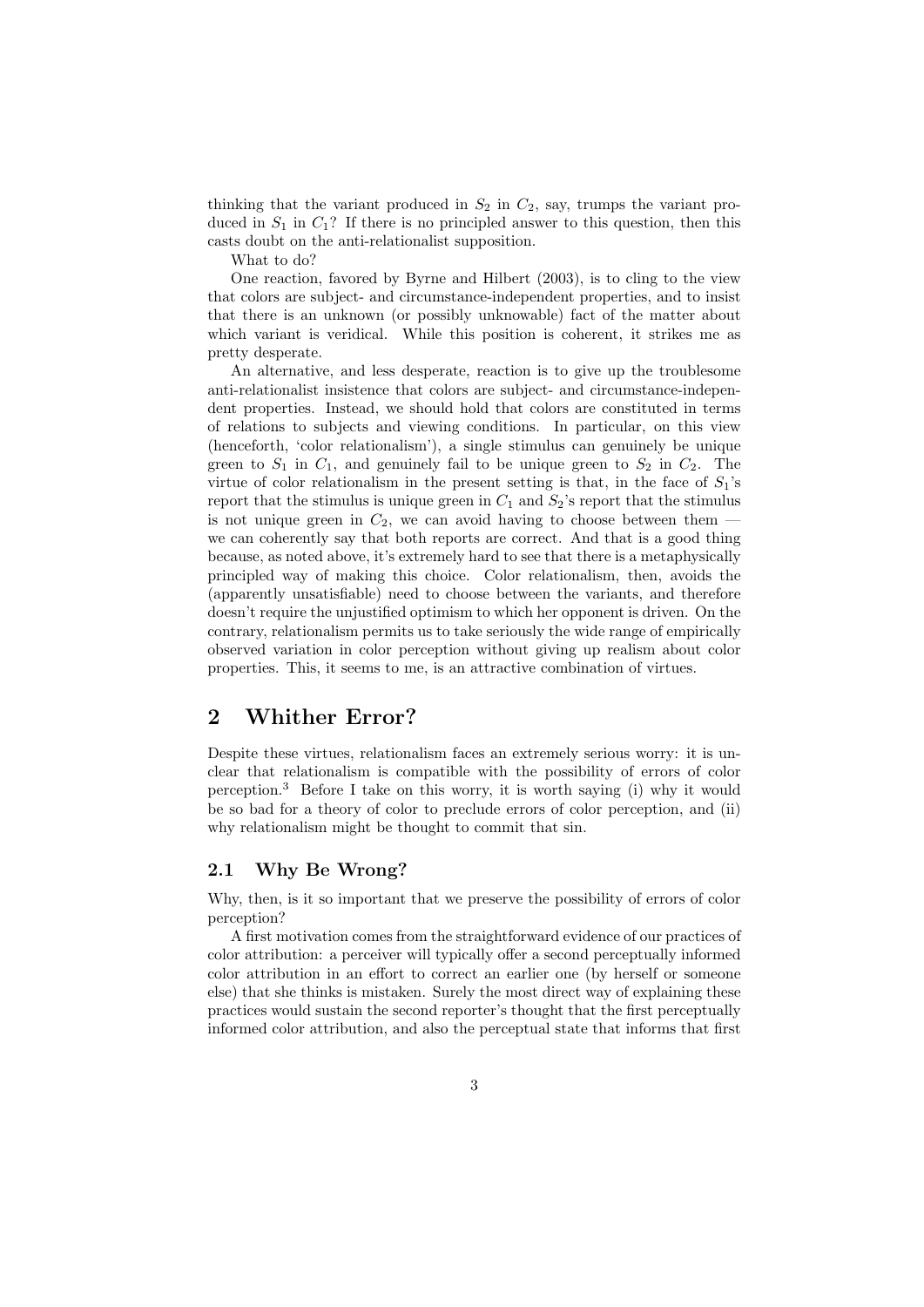thinking that the variant produced in $S_2$ in $C_2$, say, trumps the variant produced in $S_1$ in $C_1$? If there is no principled answer to this question, then this casts doubt on the anti-relationalist supposition.

What to do?

One reaction, favored by Byrne and Hilbert (2003), is to cling to the view that colors are subject- and circumstance-independent properties, and to insist that there is an unknown (or possibly unknowable) fact of the matter about which variant is veridical. While this position is coherent, it strikes me as pretty desperate.

An alternative, and less desperate, reaction is to give up the troublesome anti-relationalist insistence that colors are subject- and circumstance-independent properties. Instead, we should hold that colors are constituted in terms of relations to subjects and viewing conditions. In particular, on this view (henceforth, 'color relationalism'), a single stimulus can genuinely be unique green to $S_1$ in $C_1$, and genuinely fail to be unique green to $S_2$ in $C_2$. The virtue of color relationalism in the present setting is that, in the face of $S_1$'s report that the stimulus is unique green in $C_1$ and $S_2$'s report that the stimulus is not unique green in $C_2$, we can avoid having to choose between them — we can coherently say that both reports are correct. And that is a good thing because, as noted above, it's extremely hard to see that there is a metaphysically principled way of making this choice. Color relationalism, then, avoids the (apparently unsatisfiable) need to choose between the variants, and therefore doesn't require the unjustified optimism to which her opponent is driven. On the contrary, relationalism permits us to take seriously the wide range of empirically observed variation in color perception without giving up realism about color properties. This, it seems to me, is an attractive combination of virtues.

## 2 Whither Error?

Despite these virtues, relationalism faces an extremely serious worry: it is unclear that relationalism is compatible with the possibility of errors of color perception.[3] Before I take on this worry, it is worth saying (i) why it would be so bad for a theory of color to preclude errors of color perception, and (ii) why relationalism might be thought to commit that sin.

### 2.1 Why Be Wrong?

Why, then, is it so important that we preserve the possibility of errors of color perception?

A first motivation comes from the straightforward evidence of our practices of color attribution: a perceiver will typically offer a second perceptually informed color attribution in an effort to correct an earlier one (by herself or someone else) that she thinks is mistaken. Surely the most direct way of explaining these practices would sustain the second reporter's thought that the first perceptually informed color attribution, and also the perceptual state that informs that first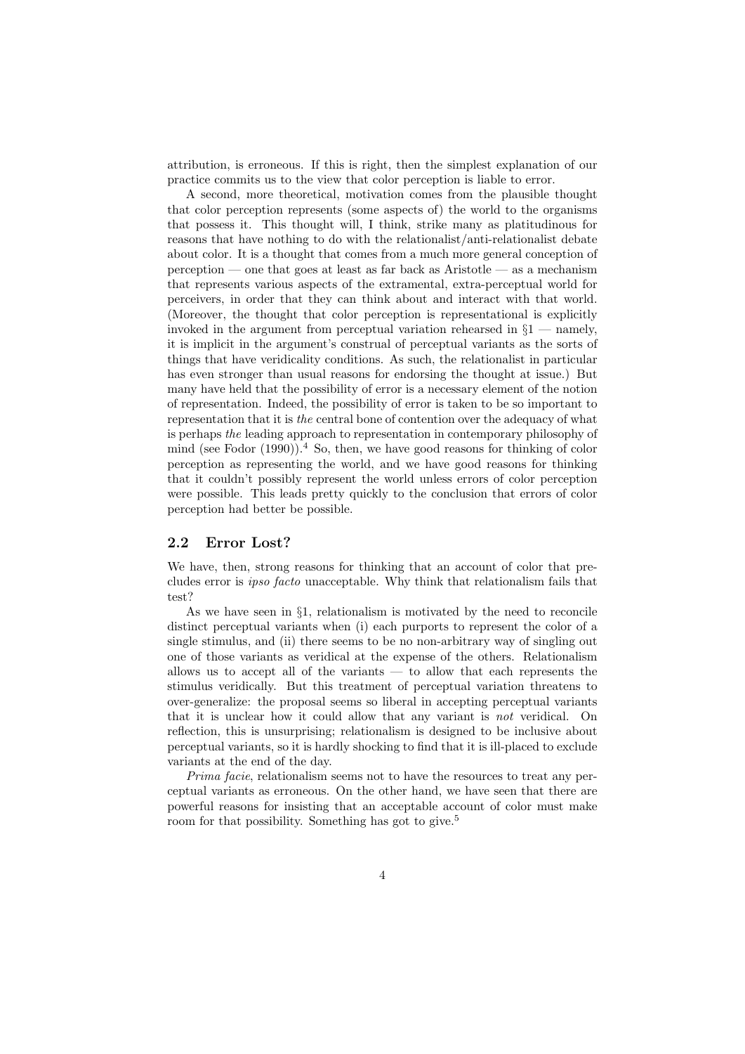attribution, is erroneous. If this is right, then the simplest explanation of our practice commits us to the view that color perception is liable to error.

A second, more theoretical, motivation comes from the plausible thought that color perception represents (some aspects of) the world to the organisms that possess it. This thought will, I think, strike many as platitudinous for reasons that have nothing to do with the relationalist/anti-relationalist debate about color. It is a thought that comes from a much more general conception of perception — one that goes at least as far back as Aristotle — as a mechanism that represents various aspects of the extramental, extra-perceptual world for perceivers, in order that they can think about and interact with that world. (Moreover, the thought that color perception is representational is explicitly invoked in the argument from perceptual variation rehearsed in §1 — namely, it is implicit in the argument's construal of perceptual variants as the sorts of things that have veridicality conditions. As such, the relationalist in particular has even stronger than usual reasons for endorsing the thought at issue.) But many have held that the possibility of error is a necessary element of the notion of representation. Indeed, the possibility of error is taken to be so important to representation that it is *the* central bone of contention over the adequacy of what is perhaps *the* leading approach to representation in contemporary philosophy of mind (see Fodor (1990)).[4] So, then, we have good reasons for thinking of color perception as representing the world, and we have good reasons for thinking that it couldn't possibly represent the world unless errors of color perception were possible. This leads pretty quickly to the conclusion that errors of color perception had better be possible.

## 2.2 Error Lost?

We have, then, strong reasons for thinking that an account of color that precludes error is *ipso facto* unacceptable. Why think that relationalism fails that test?

As we have seen in §1, relationalism is motivated by the need to reconcile distinct perceptual variants when (i) each purports to represent the color of a single stimulus, and (ii) there seems to be no non-arbitrary way of singling out one of those variants as veridical at the expense of the others. Relationalism allows us to accept all of the variants — to allow that each represents the stimulus veridically. But this treatment of perceptual variation threatens to over-generalize: the proposal seems so liberal in accepting perceptual variants that it is unclear how it could allow that any variant is *not* veridical. On reflection, this is unsurprising; relationalism is designed to be inclusive about perceptual variants, so it is hardly shocking to find that it is ill-placed to exclude variants at the end of the day.

*Prima facie*, relationalism seems not to have the resources to treat any perceptual variants as erroneous. On the other hand, we have seen that there are powerful reasons for insisting that an acceptable account of color must make room for that possibility. Something has got to give.[5]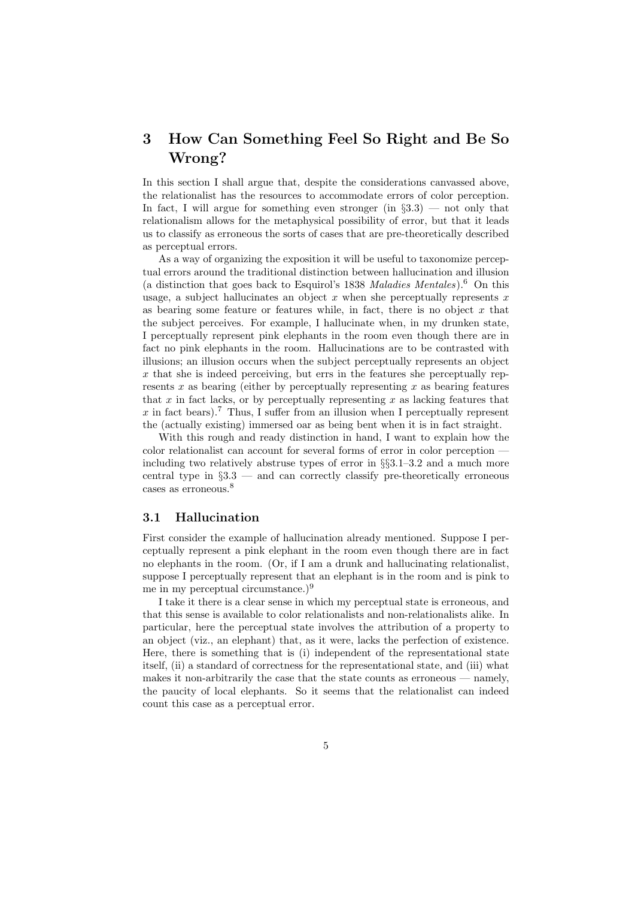# 3 How Can Something Feel So Right and Be So Wrong?

In this section I shall argue that, despite the considerations canvassed above, the relationalist has the resources to accommodate errors of color perception. In fact, I will argue for something even stronger (in §3.3) — not only that relationalism allows for the metaphysical possibility of error, but that it leads us to classify as erroneous the sorts of cases that are pre-theoretically described as perceptual errors.

As a way of organizing the exposition it will be useful to taxonomize perceptual errors around the traditional distinction between hallucination and illusion (a distinction that goes back to Esquirol's 1838 *Maladies Mentales*).[6] On this usage, a subject hallucinates an object $x$ when she perceptually represents $x$ as bearing some feature or features while, in fact, there is no object $x$ that the subject perceives. For example, I hallucinate when, in my drunken state, I perceptually represent pink elephants in the room even though there are in fact no pink elephants in the room. Hallucinations are to be contrasted with illusions; an illusion occurs when the subject perceptually represents an object $x$ that she is indeed perceiving, but errs in the features she perceptually represents $x$ as bearing (either by perceptually representing $x$ as bearing features that $x$ in fact lacks, or by perceptually representing $x$ as lacking features that $x$ in fact bears).[7] Thus, I suffer from an illusion when I perceptually represent the (actually existing) immersed oar as being bent when it is in fact straight.

With this rough and ready distinction in hand, I want to explain how the color relationalist can account for several forms of error in color perception — including two relatively abstruse types of error in §§3.1–3.2 and a much more central type in §3.3 — and can correctly classify pre-theoretically erroneous cases as erroneous.[8]

## 3.1 Hallucination

First consider the example of hallucination already mentioned. Suppose I perceptually represent a pink elephant in the room even though there are in fact no elephants in the room. (Or, if I am a drunk and hallucinating relationalist, suppose I perceptually represent that an elephant is in the room and is pink to me in my perceptual circumstance.)[9]

I take it there is a clear sense in which my perceptual state is erroneous, and that this sense is available to color relationalists and non-relationalists alike. In particular, here the perceptual state involves the attribution of a property to an object (viz., an elephant) that, as it were, lacks the perfection of existence. Here, there is something that is (i) independent of the representational state itself, (ii) a standard of correctness for the representational state, and (iii) what makes it non-arbitrarily the case that the state counts as erroneous — namely, the paucity of local elephants. So it seems that the relationalist can indeed count this case as a perceptual error.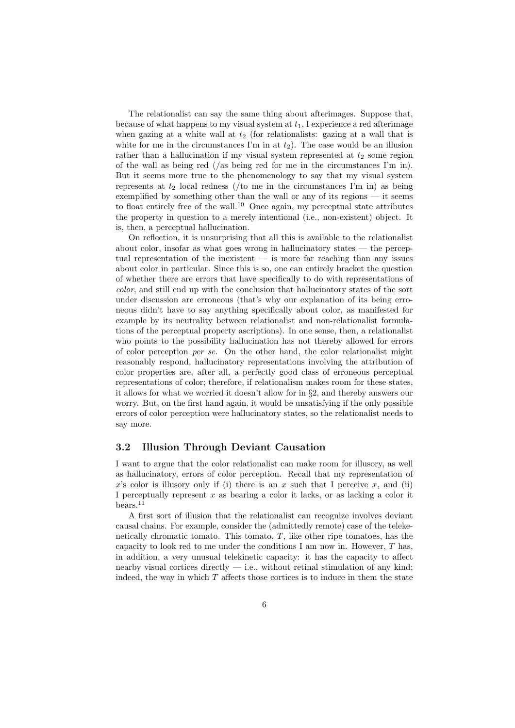The relationalist can say the same thing about afterimages. Suppose that, because of what happens to my visual system at $t_1$, I experience a red afterimage when gazing at a white wall at $t_2$ (for relationalists: gazing at a wall that is white for me in the circumstances I'm in at $t_2$). The case would be an illusion rather than a hallucination if my visual system represented at $t_2$ some region of the wall as being red (/as being red for me in the circumstances I'm in). But it seems more true to the phenomenology to say that my visual system represents at $t_2$ local redness (/to me in the circumstances I'm in) as being exemplified by something other than the wall or any of its regions — it seems to float entirely free of the wall.[10] Once again, my perceptual state attributes the property in question to a merely intentional (i.e., non-existent) object. It is, then, a perceptual hallucination.

On reflection, it is unsurprising that all this is available to the relationalist about color, insofar as what goes wrong in hallucinatory states — the perceptual representation of the inexistent — is more far reaching than any issues about color in particular. Since this is so, one can entirely bracket the question of whether there are errors that have specifically to do with representations of *color*, and still end up with the conclusion that hallucinatory states of the sort under discussion are erroneous (that's why our explanation of its being erroneous didn't have to say anything specifically about color, as manifested for example by its neutrality between relationalist and non-relationalist formulations of the perceptual property ascriptions). In one sense, then, a relationalist who points to the possibility hallucination has not thereby allowed for errors of color perception *per se*. On the other hand, the color relationalist might reasonably respond, hallucinatory representations involving the attribution of color properties are, after all, a perfectly good class of erroneous perceptual representations of color; therefore, if relationalism makes room for these states, it allows for what we worried it doesn't allow for in §2, and thereby answers our worry. But, on the first hand again, it would be unsatisfying if the only possible errors of color perception were hallucinatory states, so the relationalist needs to say more.

## 3.2 Illusion Through Deviant Causation

I want to argue that the color relationalist can make room for illusory, as well as hallucinatory, errors of color perception. Recall that my representation of $x$'s color is illusory only if (i) there is an $x$ such that I perceive $x$, and (ii) I perceptually represent $x$ as bearing a color it lacks, or as lacking a color it bears.[11]

A first sort of illusion that the relationalist can recognize involves deviant causal chains. For example, consider the (admittedly remote) case of the telekenetically chromatic tomato. This tomato, $T$, like other ripe tomatoes, has the capacity to look red to me under the conditions I am now in. However, $T$ has, in addition, a very unusual telekinetic capacity: it has the capacity to affect nearby visual cortices directly — i.e., without retinal stimulation of any kind; indeed, the way in which $T$ affects those cortices is to induce in them the state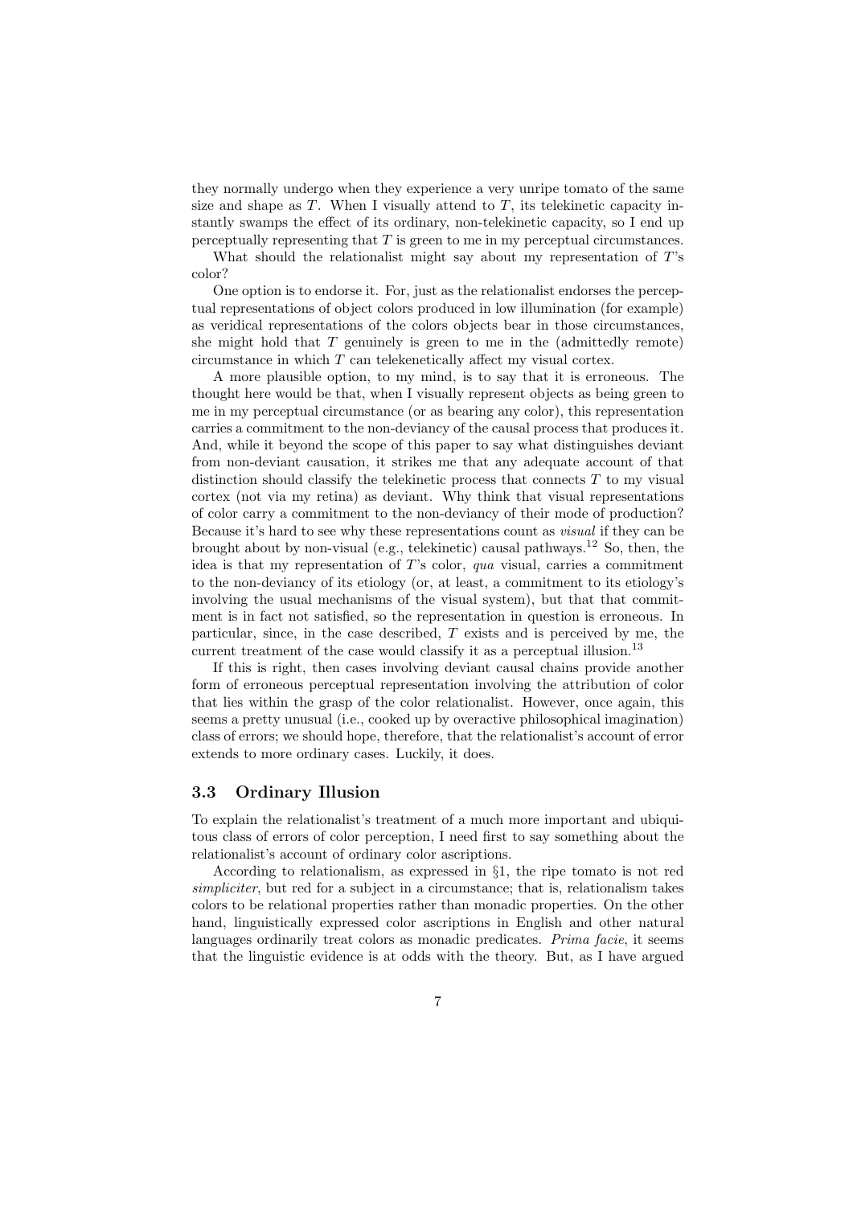they normally undergo when they experience a very unripe tomato of the same size and shape as $T$. When I visually attend to $T$, its telekinetic capacity instantly swamps the effect of its ordinary, non-telekinetic capacity, so I end up perceptually representing that $T$ is green to me in my perceptual circumstances.

What should the relationalist might say about my representation of $T$'s color?

One option is to endorse it. For, just as the relationalist endorses the perceptual representations of object colors produced in low illumination (for example) as veridical representations of the colors objects bear in those circumstances, she might hold that $T$ genuinely is green to me in the (admittedly remote) circumstance in which $T$ can telekenetically affect my visual cortex.

A more plausible option, to my mind, is to say that it is erroneous. The thought here would be that, when I visually represent objects as being green to me in my perceptual circumstance (or as bearing any color), this representation carries a commitment to the non-deviancy of the causal process that produces it. And, while it beyond the scope of this paper to say what distinguishes deviant from non-deviant causation, it strikes me that any adequate account of that distinction should classify the telekinetic process that connects $T$ to my visual cortex (not via my retina) as deviant. Why think that visual representations of color carry a commitment to the non-deviancy of their mode of production? Because it's hard to see why these representations count as *visual* if they can be brought about by non-visual (e.g., telekinetic) causal pathways.[12] So, then, the idea is that my representation of $T$'s color, *qua* visual, carries a commitment to the non-deviancy of its etiology (or, at least, a commitment to its etiology's involving the usual mechanisms of the visual system), but that that commitment is in fact not satisfied, so the representation in question is erroneous. In particular, since, in the case described, $T$ exists and is perceived by me, the current treatment of the case would classify it as a perceptual illusion.[13]

If this is right, then cases involving deviant causal chains provide another form of erroneous perceptual representation involving the attribution of color that lies within the grasp of the color relationalist. However, once again, this seems a pretty unusual (i.e., cooked up by overactive philosophical imagination) class of errors; we should hope, therefore, that the relationalist's account of error extends to more ordinary cases. Luckily, it does.

### 3.3 Ordinary Illusion

To explain the relationalist's treatment of a much more important and ubiquitous class of errors of color perception, I need first to say something about the relationalist's account of ordinary color ascriptions.

According to relationalism, as expressed in §1, the ripe tomato is not red *simpliciter*, but red for a subject in a circumstance; that is, relationalism takes colors to be relational properties rather than monadic properties. On the other hand, linguistically expressed color ascriptions in English and other natural languages ordinarily treat colors as monadic predicates. *Prima facie*, it seems that the linguistic evidence is at odds with the theory. But, as I have argued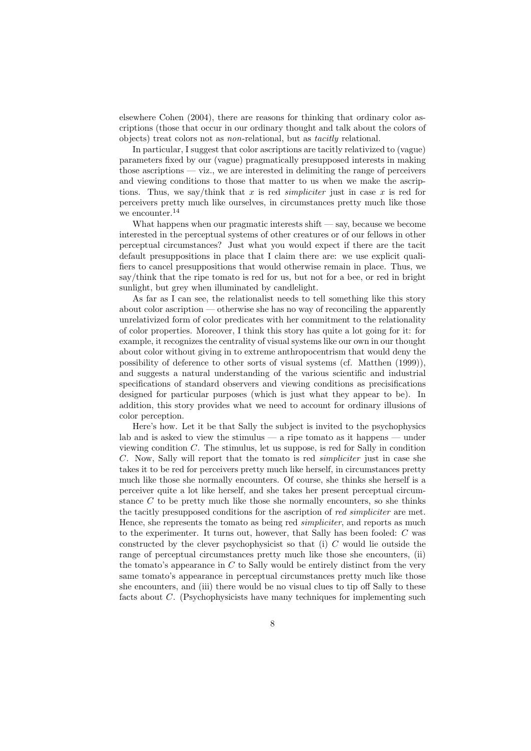elsewhere Cohen (2004), there are reasons for thinking that ordinary color ascriptions (those that occur in our ordinary thought and talk about the colors of objects) treat colors not as *non*-relational, but as *tacitly* relational.

In particular, I suggest that color ascriptions are tacitly relativized to (vague) parameters fixed by our (vague) pragmatically presupposed interests in making those ascriptions — viz., we are interested in delimiting the range of perceivers and viewing conditions to those that matter to us when we make the ascriptions. Thus, we say/think that $x$ is red *simpliciter* just in case $x$ is red for perceivers pretty much like ourselves, in circumstances pretty much like those we encounter.[14]

What happens when our pragmatic interests shift — say, because we become interested in the perceptual systems of other creatures or of our fellows in other perceptual circumstances? Just what you would expect if there are the tacit default presuppositions in place that I claim there are: we use explicit qualifiers to cancel presuppositions that would otherwise remain in place. Thus, we say/think that the ripe tomato is red for us, but not for a bee, or red in bright sunlight, but grey when illuminated by candlelight.

As far as I can see, the relationalist needs to tell something like this story about color ascription — otherwise she has no way of reconciling the apparently unrelativized form of color predicates with her commitment to the relationality of color properties. Moreover, I think this story has quite a lot going for it: for example, it recognizes the centrality of visual systems like our own in our thought about color without giving in to extreme anthropocentrism that would deny the possibility of deference to other sorts of visual systems (cf. Matthen (1999)), and suggests a natural understanding of the various scientific and industrial specifications of standard observers and viewing conditions as precisifications designed for particular purposes (which is just what they appear to be). In addition, this story provides what we need to account for ordinary illusions of color perception.

Here's how. Let it be that Sally the subject is invited to the psychophysics lab and is asked to view the stimulus — a ripe tomato as it happens — under viewing condition $C$. The stimulus, let us suppose, is red for Sally in condition $C$. Now, Sally will report that the tomato is red *simpliciter* just in case she takes it to be red for perceivers pretty much like herself, in circumstances pretty much like those she normally encounters. Of course, she thinks she herself is a perceiver quite a lot like herself, and she takes her present perceptual circumstance $C$ to be pretty much like those she normally encounters, so she thinks the tacitly presupposed conditions for the ascription of *red simpliciter* are met. Hence, she represents the tomato as being red *simpliciter*, and reports as much to the experimenter. It turns out, however, that Sally has been fooled: $C$ was constructed by the clever psychophysicist so that (i) $C$ would lie outside the range of perceptual circumstances pretty much like those she encounters, (ii) the tomato's appearance in $C$ to Sally would be entirely distinct from the very same tomato's appearance in perceptual circumstances pretty much like those she encounters, and (iii) there would be no visual clues to tip off Sally to these facts about $C$. (Psychophysicists have many techniques for implementing such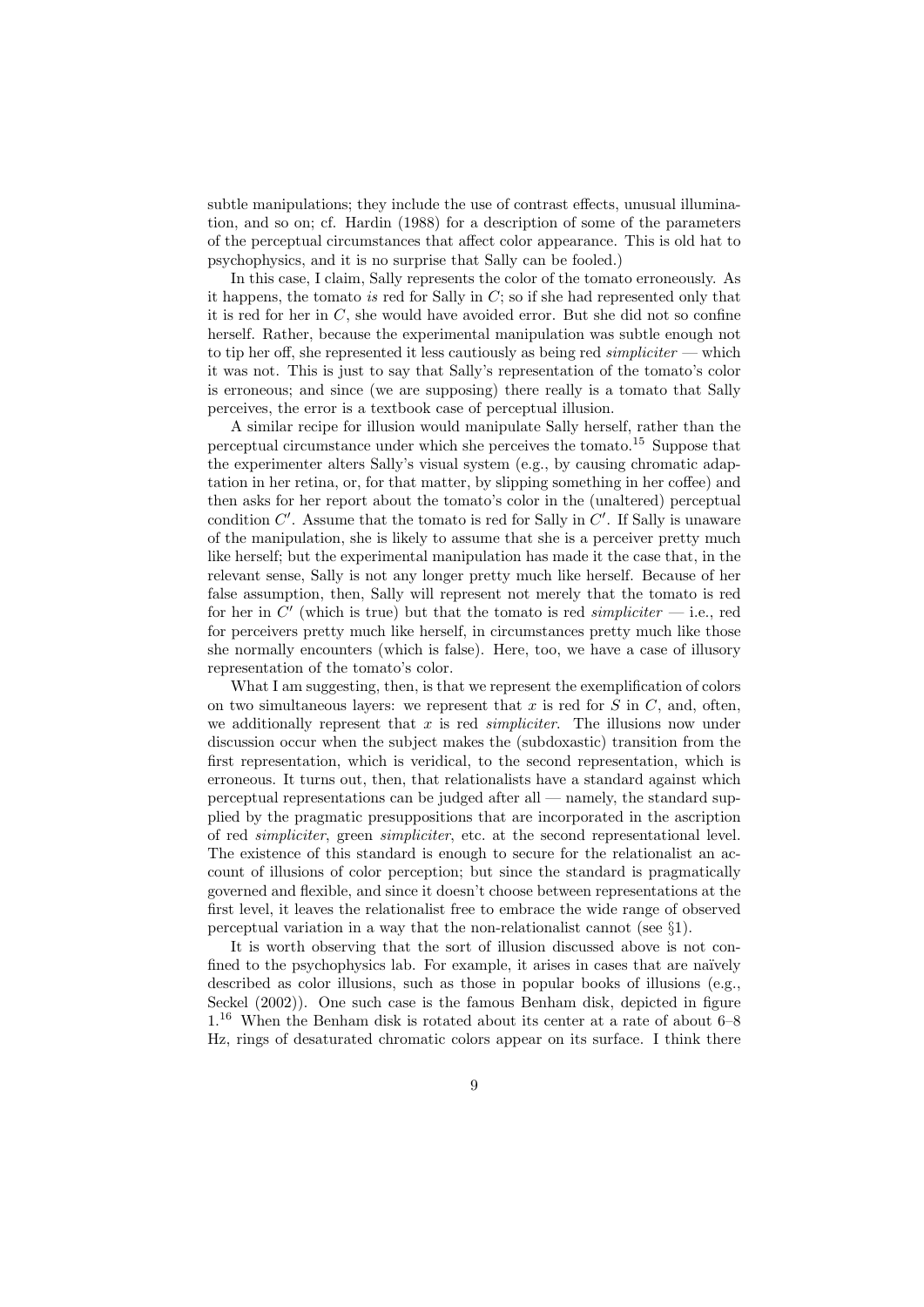subtle manipulations; they include the use of contrast effects, unusual illumination, and so on; cf. Hardin (1988) for a description of some of the parameters of the perceptual circumstances that affect color appearance. This is old hat to psychophysics, and it is no surprise that Sally can be fooled.)

In this case, I claim, Sally represents the color of the tomato erroneously. As it happens, the tomato *is* red for Sally in $C$; so if she had represented only that it is red for her in $C$, she would have avoided error. But she did not so confine herself. Rather, because the experimental manipulation was subtle enough not to tip her off, she represented it less cautiously as being red *simpliciter* — which it was not. This is just to say that Sally's representation of the tomato's color is erroneous; and since (we are supposing) there really is a tomato that Sally perceives, the error is a textbook case of perceptual illusion.

A similar recipe for illusion would manipulate Sally herself, rather than the perceptual circumstance under which she perceives the tomato.[15] Suppose that the experimenter alters Sally's visual system (e.g., by causing chromatic adaptation in her retina, or, for that matter, by slipping something in her coffee) and then asks for her report about the tomato's color in the (unaltered) perceptual condition $C'$. Assume that the tomato is red for Sally in $C'$. If Sally is unaware of the manipulation, she is likely to assume that she is a perceiver pretty much like herself; but the experimental manipulation has made it the case that, in the relevant sense, Sally is not any longer pretty much like herself. Because of her false assumption, then, Sally will represent not merely that the tomato is red for her in $C'$ (which is true) but that the tomato is red *simpliciter* — i.e., red for perceivers pretty much like herself, in circumstances pretty much like those she normally encounters (which is false). Here, too, we have a case of illusory representation of the tomato's color.

What I am suggesting, then, is that we represent the exemplification of colors on two simultaneous layers: we represent that $x$ is red for $S$ in $C$, and, often, we additionally represent that $x$ is red *simpliciter*. The illusions now under discussion occur when the subject makes the (subdoxastic) transition from the first representation, which is veridical, to the second representation, which is erroneous. It turns out, then, that relationalists have a standard against which perceptual representations can be judged after all — namely, the standard supplied by the pragmatic presuppositions that are incorporated in the ascription of red *simpliciter*, green *simpliciter*, etc. at the second representational level. The existence of this standard is enough to secure for the relationalist an account of illusions of color perception; but since the standard is pragmatically governed and flexible, and since it doesn't choose between representations at the first level, it leaves the relationalist free to embrace the wide range of observed perceptual variation in a way that the non-relationalist cannot (see §1).

It is worth observing that the sort of illusion discussed above is not confined to the psychophysics lab. For example, it arises in cases that are naïvely described as color illusions, such as those in popular books of illusions (e.g., Seckel (2002)). One such case is the famous Benham disk, depicted in figure 1.[16] When the Benham disk is rotated about its center at a rate of about 6–8 Hz, rings of desaturated chromatic colors appear on its surface. I think there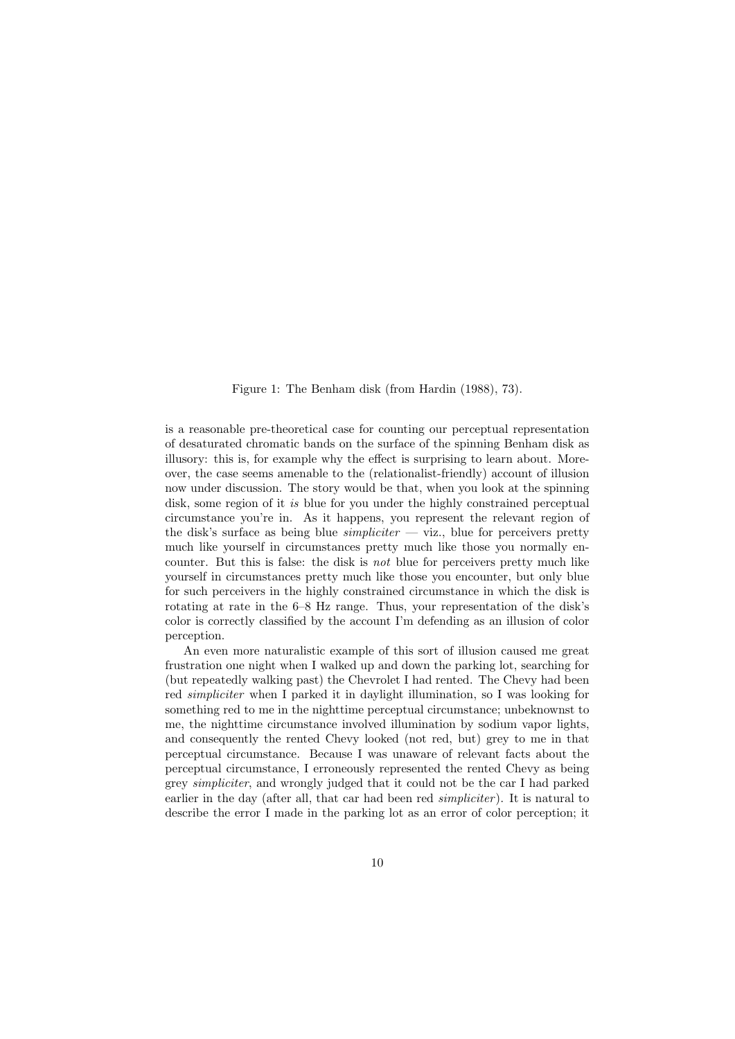Figure 1: The Benham disk (from Hardin (1988), 73).

is a reasonable pre-theoretical case for counting our perceptual representation of desaturated chromatic bands on the surface of the spinning Benham disk as illusory: this is, for example why the effect is surprising to learn about. Moreover, the case seems amenable to the (relationalist-friendly) account of illusion now under discussion. The story would be that, when you look at the spinning disk, some region of it *is* blue for you under the highly constrained perceptual circumstance you're in. As it happens, you represent the relevant region of the disk's surface as being blue *simpliciter* — viz., blue for perceivers pretty much like yourself in circumstances pretty much like those you normally encounter. But this is false: the disk is *not* blue for perceivers pretty much like yourself in circumstances pretty much like those you encounter, but only blue for such perceivers in the highly constrained circumstance in which the disk is rotating at rate in the 6–8 Hz range. Thus, your representation of the disk's color is correctly classified by the account I'm defending as an illusion of color perception.

An even more naturalistic example of this sort of illusion caused me great frustration one night when I walked up and down the parking lot, searching for (but repeatedly walking past) the Chevrolet I had rented. The Chevy had been red *simpliciter* when I parked it in daylight illumination, so I was looking for something red to me in the nighttime perceptual circumstance; unbeknownst to me, the nighttime circumstance involved illumination by sodium vapor lights, and consequently the rented Chevy looked (not red, but) grey to me in that perceptual circumstance. Because I was unaware of relevant facts about the perceptual circumstance, I erroneously represented the rented Chevy as being grey *simpliciter*, and wrongly judged that it could not be the car I had parked earlier in the day (after all, that car had been red *simpliciter*). It is natural to describe the error I made in the parking lot as an error of color perception; it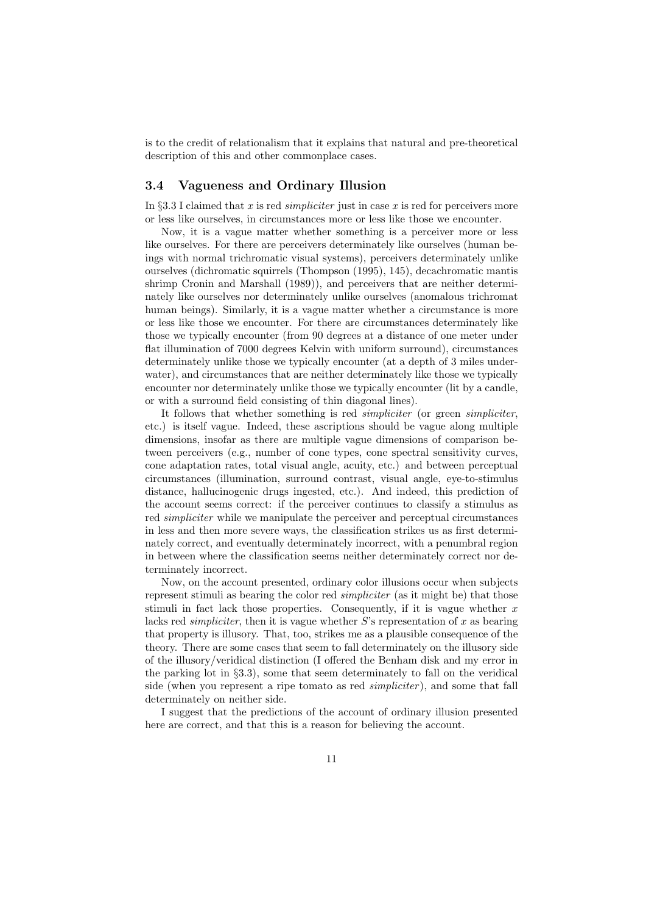is to the credit of relationalism that it explains that natural and pre-theoretical description of this and other commonplace cases.

### 3.4 Vagueness and Ordinary Illusion

In §3.3 I claimed that $x$ is red *simpliciter* just in case $x$ is red for perceivers more or less like ourselves, in circumstances more or less like those we encounter.

Now, it is a vague matter whether something is a perceiver more or less like ourselves. For there are perceivers determinately like ourselves (human beings with normal trichromatic visual systems), perceivers determinately unlike ourselves (dichromatic squirrels (Thompson (1995), 145), decachromatic mantis shrimp Cronin and Marshall (1989)), and perceivers that are neither determinately like ourselves nor determinately unlike ourselves (anomalous trichromat human beings). Similarly, it is a vague matter whether a circumstance is more or less like those we encounter. For there are circumstances determinately like those we typically encounter (from 90 degrees at a distance of one meter under flat illumination of 7000 degrees Kelvin with uniform surround), circumstances determinately unlike those we typically encounter (at a depth of 3 miles underwater), and circumstances that are neither determinately like those we typically encounter nor determinately unlike those we typically encounter (lit by a candle, or with a surround field consisting of thin diagonal lines).

It follows that whether something is red *simpliciter* (or green *simpliciter*, etc.) is itself vague. Indeed, these ascriptions should be vague along multiple dimensions, insofar as there are multiple vague dimensions of comparison between perceivers (e.g., number of cone types, cone spectral sensitivity curves, cone adaptation rates, total visual angle, acuity, etc.) and between perceptual circumstances (illumination, surround contrast, visual angle, eye-to-stimulus distance, hallucinogenic drugs ingested, etc.). And indeed, this prediction of the account seems correct: if the perceiver continues to classify a stimulus as red *simpliciter* while we manipulate the perceiver and perceptual circumstances in less and then more severe ways, the classification strikes us as first determinately correct, and eventually determinately incorrect, with a penumbral region in between where the classification seems neither determinately correct nor determinately incorrect.

Now, on the account presented, ordinary color illusions occur when subjects represent stimuli as bearing the color red *simpliciter* (as it might be) that those stimuli in fact lack those properties. Consequently, if it is vague whether $x$ lacks red *simpliciter*, then it is vague whether $S$'s representation of $x$ as bearing that property is illusory. That, too, strikes me as a plausible consequence of the theory. There are some cases that seem to fall determinately on the illusory side of the illusory/veridical distinction (I offered the Benham disk and my error in the parking lot in §3.3), some that seem determinately to fall on the veridical side (when you represent a ripe tomato as red *simpliciter*), and some that fall determinately on neither side.

I suggest that the predictions of the account of ordinary illusion presented here are correct, and that this is a reason for believing the account.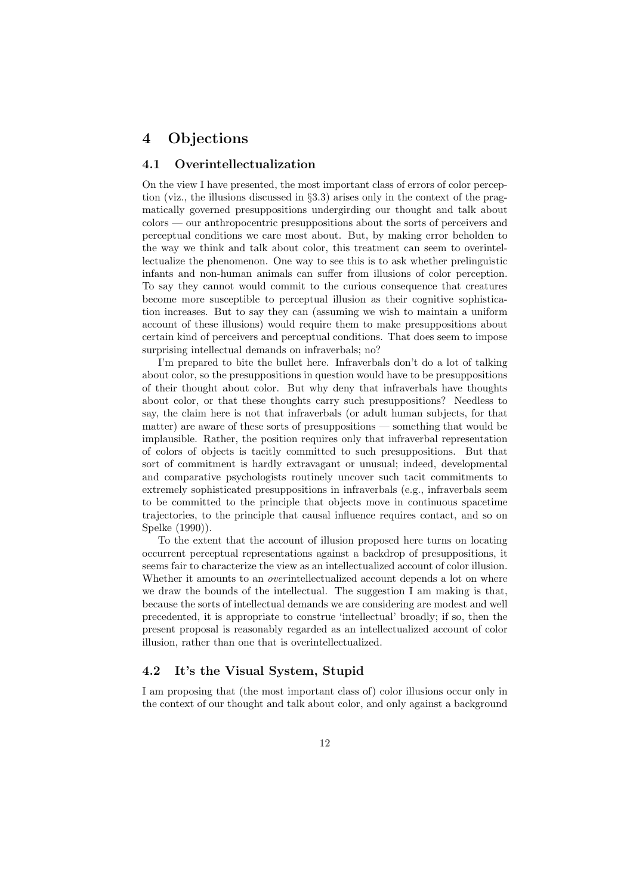# 4 Objections

## 4.1 Overintellectualization

On the view I have presented, the most important class of errors of color perception (viz., the illusions discussed in §3.3) arises only in the context of the pragmatically governed presuppositions undergirding our thought and talk about colors — our anthropocentric presuppositions about the sorts of perceivers and perceptual conditions we care most about. But, by making error beholden to the way we think and talk about color, this treatment can seem to overintellectualize the phenomenon. One way to see this is to ask whether prelinguistic infants and non-human animals can suffer from illusions of color perception. To say they cannot would commit to the curious consequence that creatures become more susceptible to perceptual illusion as their cognitive sophistication increases. But to say they can (assuming we wish to maintain a uniform account of these illusions) would require them to make presuppositions about certain kind of perceivers and perceptual conditions. That does seem to impose surprising intellectual demands on infraverbals; no?

I'm prepared to bite the bullet here. Infraverbals don't do a lot of talking about color, so the presuppositions in question would have to be presuppositions of their thought about color. But why deny that infraverbals have thoughts about color, or that these thoughts carry such presuppositions? Needless to say, the claim here is not that infraverbals (or adult human subjects, for that matter) are aware of these sorts of presuppositions — something that would be implausible. Rather, the position requires only that infraverbal representation of colors of objects is tacitly committed to such presuppositions. But that sort of commitment is hardly extravagant or unusual; indeed, developmental and comparative psychologists routinely uncover such tacit commitments to extremely sophisticated presuppositions in infraverbals (e.g., infraverbals seem to be committed to the principle that objects move in continuous spacetime trajectories, to the principle that causal influence requires contact, and so on Spelke (1990)).

To the extent that the account of illusion proposed here turns on locating occurrent perceptual representations against a backdrop of presuppositions, it seems fair to characterize the view as an intellectualized account of color illusion. Whether it amounts to an *over*intellectualized account depends a lot on where we draw the bounds of the intellectual. The suggestion I am making is that, because the sorts of intellectual demands we are considering are modest and well precedented, it is appropriate to construe 'intellectual' broadly; if so, then the present proposal is reasonably regarded as an intellectualized account of color illusion, rather than one that is overintellectualized.

## 4.2 It's the Visual System, Stupid

I am proposing that (the most important class of) color illusions occur only in the context of our thought and talk about color, and only against a background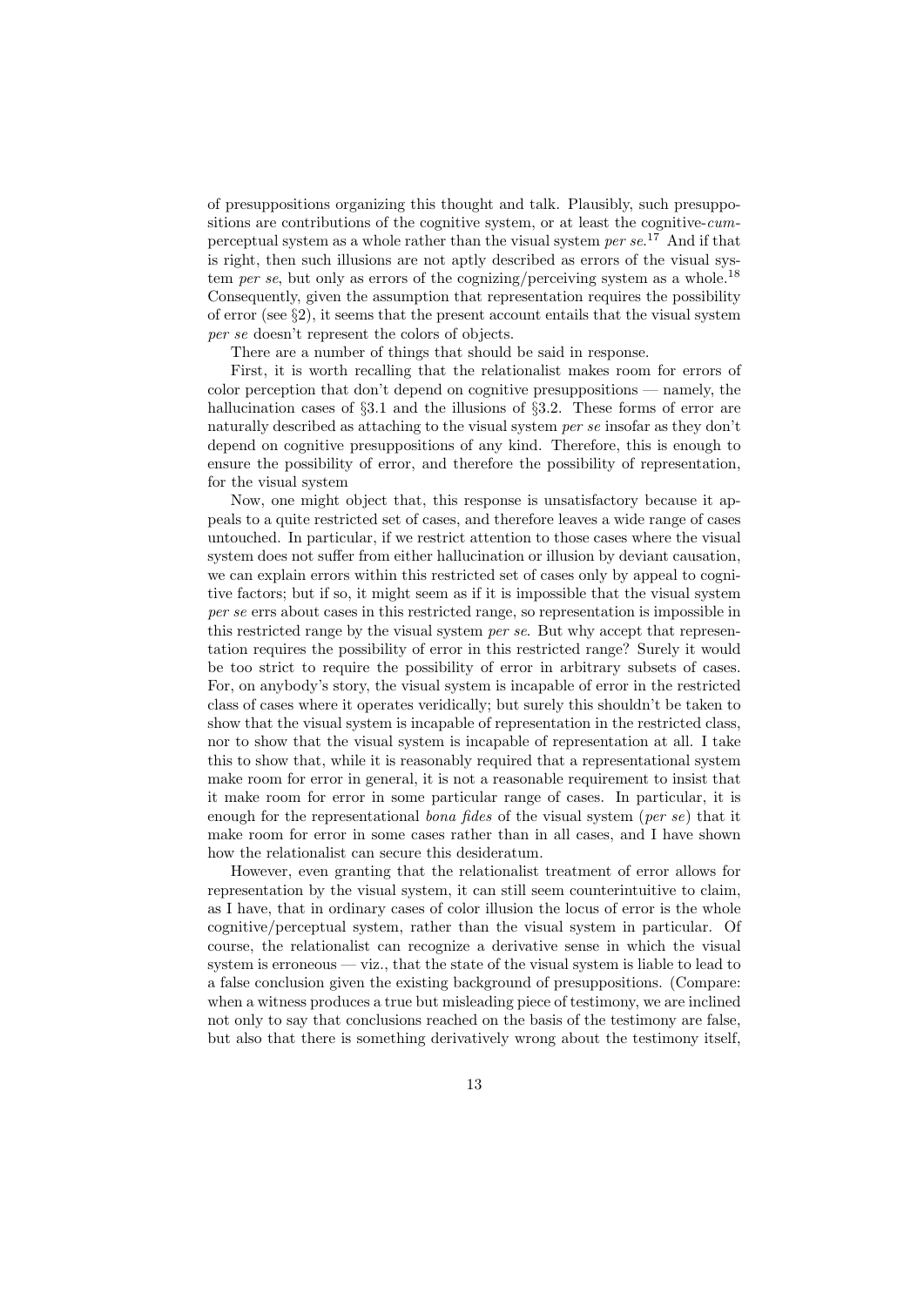of presuppositions organizing this thought and talk. Plausibly, such presuppositions are contributions of the cognitive system, or at least the cognitive-*cum*-perceptual system as a whole rather than the visual system *per se*.[17] And if that is right, then such illusions are not aptly described as errors of the visual system *per se*, but only as errors of the cognizing/perceiving system as a whole.[18] Consequently, given the assumption that representation requires the possibility of error (see §2), it seems that the present account entails that the visual system *per se* doesn't represent the colors of objects.

There are a number of things that should be said in response.

First, it is worth recalling that the relationalist makes room for errors of color perception that don't depend on cognitive presuppositions — namely, the hallucination cases of §3.1 and the illusions of §3.2. These forms of error are naturally described as attaching to the visual system *per se* insofar as they don't depend on cognitive presuppositions of any kind. Therefore, this is enough to ensure the possibility of error, and therefore the possibility of representation, for the visual system

Now, one might object that, this response is unsatisfactory because it appeals to a quite restricted set of cases, and therefore leaves a wide range of cases untouched. In particular, if we restrict attention to those cases where the visual system does not suffer from either hallucination or illusion by deviant causation, we can explain errors within this restricted set of cases only by appeal to cognitive factors; but if so, it might seem as if it is impossible that the visual system *per se* errs about cases in this restricted range, so representation is impossible in this restricted range by the visual system *per se*. But why accept that representation requires the possibility of error in this restricted range? Surely it would be too strict to require the possibility of error in arbitrary subsets of cases. For, on anybody's story, the visual system is incapable of error in the restricted class of cases where it operates veridically; but surely this shouldn't be taken to show that the visual system is incapable of representation in the restricted class, nor to show that the visual system is incapable of representation at all. I take this to show that, while it is reasonably required that a representational system make room for error in general, it is not a reasonable requirement to insist that it make room for error in some particular range of cases. In particular, it is enough for the representational *bona fides* of the visual system (*per se*) that it make room for error in some cases rather than in all cases, and I have shown how the relationalist can secure this desideratum.

However, even granting that the relationalist treatment of error allows for representation by the visual system, it can still seem counterintuitive to claim, as I have, that in ordinary cases of color illusion the locus of error is the whole cognitive/perceptual system, rather than the visual system in particular. Of course, the relationalist can recognize a derivative sense in which the visual system is erroneous — viz., that the state of the visual system is liable to lead to a false conclusion given the existing background of presuppositions. (Compare: when a witness produces a true but misleading piece of testimony, we are inclined not only to say that conclusions reached on the basis of the testimony are false, but also that there is something derivatively wrong about the testimony itself,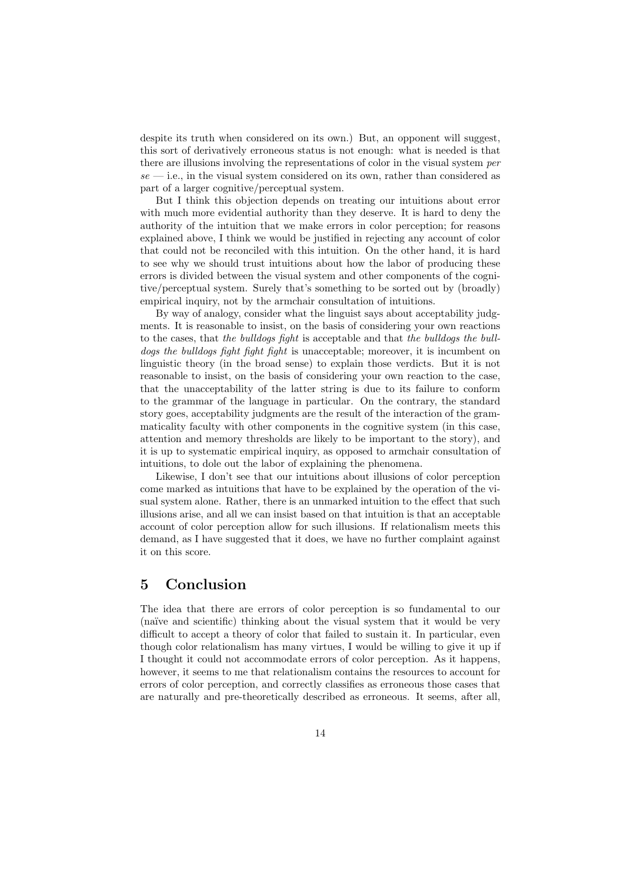despite its truth when considered on its own.) But, an opponent will suggest, this sort of derivatively erroneous status is not enough: what is needed is that there are illusions involving the representations of color in the visual system *per se* — i.e., in the visual system considered on its own, rather than considered as part of a larger cognitive/perceptual system.

But I think this objection depends on treating our intuitions about error with much more evidential authority than they deserve. It is hard to deny the authority of the intuition that we make errors in color perception; for reasons explained above, I think we would be justified in rejecting any account of color that could not be reconciled with this intuition. On the other hand, it is hard to see why we should trust intuitions about how the labor of producing these errors is divided between the visual system and other components of the cognitive/perceptual system. Surely that's something to be sorted out by (broadly) empirical inquiry, not by the armchair consultation of intuitions.

By way of analogy, consider what the linguist says about acceptability judgments. It is reasonable to insist, on the basis of considering your own reactions to the cases, that *the bulldogs fight* is acceptable and that *the bulldogs the bulldogs the bulldogs fight fight fight* is unacceptable; moreover, it is incumbent on linguistic theory (in the broad sense) to explain those verdicts. But it is not reasonable to insist, on the basis of considering your own reaction to the case, that the unacceptability of the latter string is due to its failure to conform to the grammar of the language in particular. On the contrary, the standard story goes, acceptability judgments are the result of the interaction of the grammaticality faculty with other components in the cognitive system (in this case, attention and memory thresholds are likely to be important to the story), and it is up to systematic empirical inquiry, as opposed to armchair consultation of intuitions, to dole out the labor of explaining the phenomena.

Likewise, I don't see that our intuitions about illusions of color perception come marked as intuitions that have to be explained by the operation of the visual system alone. Rather, there is an unmarked intuition to the effect that such illusions arise, and all we can insist based on that intuition is that an acceptable account of color perception allow for such illusions. If relationalism meets this demand, as I have suggested that it does, we have no further complaint against it on this score.

# 5 Conclusion

The idea that there are errors of color perception is so fundamental to our (naïve and scientific) thinking about the visual system that it would be very difficult to accept a theory of color that failed to sustain it. In particular, even though color relationalism has many virtues, I would be willing to give it up if I thought it could not accommodate errors of color perception. As it happens, however, it seems to me that relationalism contains the resources to account for errors of color perception, and correctly classifies as erroneous those cases that are naturally and pre-theoretically described as erroneous. It seems, after all,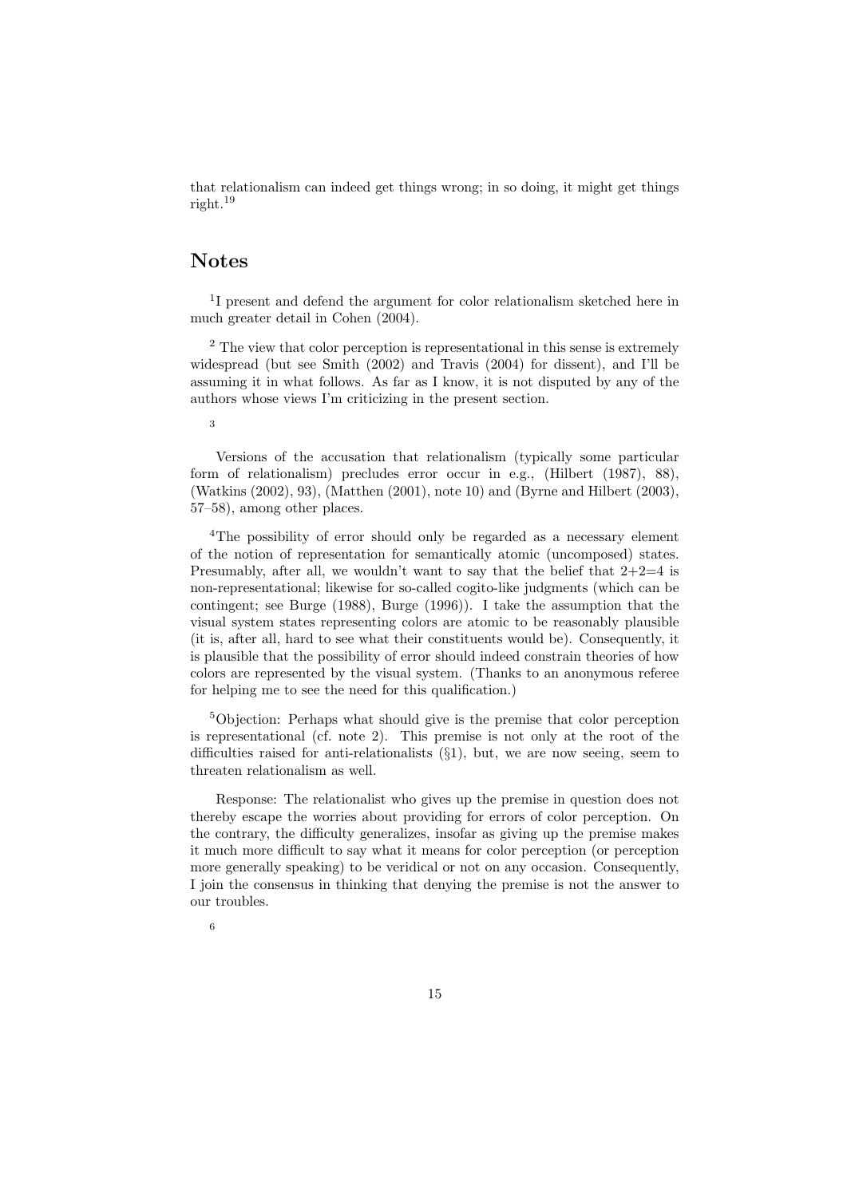that relationalism can indeed get things wrong; in so doing, it might get things right.[19]

## Notes

[1]I present and defend the argument for color relationalism sketched here in much greater detail in Cohen (2004).

[2] The view that color perception is representational in this sense is extremely widespread (but see Smith (2002) and Travis (2004) for dissent), and I'll be assuming it in what follows. As far as I know, it is not disputed by any of the authors whose views I'm criticizing in the present section.

[3]

Versions of the accusation that relationalism (typically some particular form of relationalism) precludes error occur in e.g., (Hilbert (1987), 88), (Watkins (2002), 93), (Matthen (2001), note 10) and (Byrne and Hilbert (2003), 57–58), among other places.

[4]The possibility of error should only be regarded as a necessary element of the notion of representation for semantically atomic (uncomposed) states. Presumably, after all, we wouldn't want to say that the belief that 2+2=4 is non-representational; likewise for so-called cogito-like judgments (which can be contingent; see Burge (1988), Burge (1996)). I take the assumption that the visual system states representing colors are atomic to be reasonably plausible (it is, after all, hard to see what their constituents would be). Consequently, it is plausible that the possibility of error should indeed constrain theories of how colors are represented by the visual system. (Thanks to an anonymous referee for helping me to see the need for this qualification.)

[5]Objection: Perhaps what should give is the premise that color perception is representational (cf. note 2). This premise is not only at the root of the difficulties raised for anti-relationalists (§1), but, we are now seeing, seem to threaten relationalism as well.

Response: The relationalist who gives up the premise in question does not thereby escape the worries about providing for errors of color perception. On the contrary, the difficulty generalizes, insofar as giving up the premise makes it much more difficult to say what it means for color perception (or perception more generally speaking) to be veridical or not on any occasion. Consequently, I join the consensus in thinking that denying the premise is not the answer to our troubles.

[6]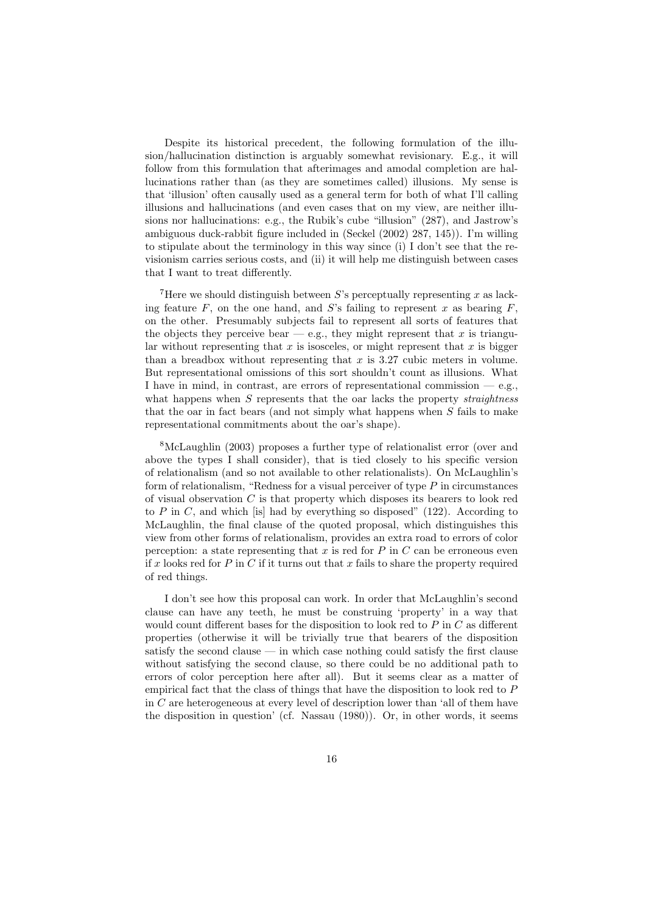Despite its historical precedent, the following formulation of the illusion/hallucination distinction is arguably somewhat revisionary. E.g., it will follow from this formulation that afterimages and amodal completion are hallucinations rather than (as they are sometimes called) illusions. My sense is that 'illusion' often causally used as a general term for both of what I'll calling illusions and hallucinations (and even cases that on my view, are neither illusions nor hallucinations: e.g., the Rubik's cube "illusion" (287), and Jastrow's ambiguous duck-rabbit figure included in (Seckel (2002) 287, 145)). I'm willing to stipulate about the terminology in this way since (i) I don't see that the revisionism carries serious costs, and (ii) it will help me distinguish between cases that I want to treat differently.

[7]Here we should distinguish between $S$'s perceptually representing $x$ as lacking feature $F$, on the one hand, and $S$'s failing to represent $x$ as bearing $F$, on the other. Presumably subjects fail to represent all sorts of features that the objects they perceive bear — e.g., they might represent that $x$ is triangular without representing that $x$ is isosceles, or might represent that $x$ is bigger than a breadbox without representing that $x$ is 3.27 cubic meters in volume. But representational omissions of this sort shouldn't count as illusions. What I have in mind, in contrast, are errors of representational commission — e.g., what happens when $S$ represents that the oar lacks the property *straightness* that the oar in fact bears (and not simply what happens when $S$ fails to make representational commitments about the oar's shape).

[8]McLaughlin (2003) proposes a further type of relationalist error (over and above the types I shall consider), that is tied closely to his specific version of relationalism (and so not available to other relationalists). On McLaughlin's form of relationalism, "Redness for a visual perceiver of type $P$ in circumstances of visual observation $C$ is that property which disposes its bearers to look red to $P$ in $C$, and which [is] had by everything so disposed" (122). According to McLaughlin, the final clause of the quoted proposal, which distinguishes this view from other forms of relationalism, provides an extra road to errors of color perception: a state representing that $x$ is red for $P$ in $C$ can be erroneous even if $x$ looks red for $P$ in $C$ if it turns out that $x$ fails to share the property required of red things.

I don't see how this proposal can work. In order that McLaughlin's second clause can have any teeth, he must be construing 'property' in a way that would count different bases for the disposition to look red to $P$ in $C$ as different properties (otherwise it will be trivially true that bearers of the disposition satisfy the second clause — in which case nothing could satisfy the first clause without satisfying the second clause, so there could be no additional path to errors of color perception here after all). But it seems clear as a matter of empirical fact that the class of things that have the disposition to look red to $P$ in $C$ are heterogeneous at every level of description lower than 'all of them have the disposition in question' (cf. Nassau (1980)). Or, in other words, it seems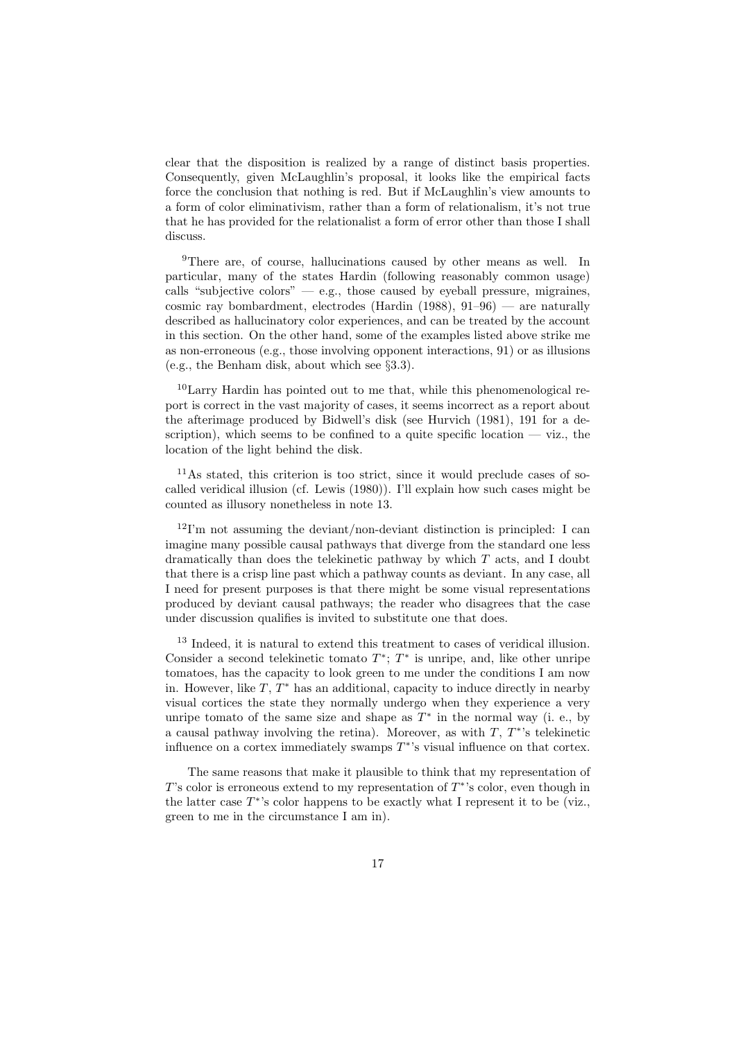clear that the disposition is realized by a range of distinct basis properties. Consequently, given McLaughlin's proposal, it looks like the empirical facts force the conclusion that nothing is red. But if McLaughlin's view amounts to a form of color eliminativism, rather than a form of relationalism, it's not true that he has provided for the relationalist a form of error other than those I shall discuss.

[9]There are, of course, hallucinations caused by other means as well. In particular, many of the states Hardin (following reasonably common usage) calls "subjective colors" — e.g., those caused by eyeball pressure, migraines, cosmic ray bombardment, electrodes (Hardin (1988), 91–96) — are naturally described as hallucinatory color experiences, and can be treated by the account in this section. On the other hand, some of the examples listed above strike me as non-erroneous (e.g., those involving opponent interactions, 91) or as illusions (e.g., the Benham disk, about which see §3.3).

[10]Larry Hardin has pointed out to me that, while this phenomenological report is correct in the vast majority of cases, it seems incorrect as a report about the afterimage produced by Bidwell's disk (see Hurvich (1981), 191 for a description), which seems to be confined to a quite specific location — viz., the location of the light behind the disk.

[11]As stated, this criterion is too strict, since it would preclude cases of so-called veridical illusion (cf. Lewis (1980)). I'll explain how such cases might be counted as illusory nonetheless in note 13.

[12]I'm not assuming the deviant/non-deviant distinction is principled: I can imagine many possible causal pathways that diverge from the standard one less dramatically than does the telekinetic pathway by which $T$ acts, and I doubt that there is a crisp line past which a pathway counts as deviant. In any case, all I need for present purposes is that there might be some visual representations produced by deviant causal pathways; the reader who disagrees that the case under discussion qualifies is invited to substitute one that does.

[13] Indeed, it is natural to extend this treatment to cases of veridical illusion. Consider a second telekinetic tomato $T^*$; $T^*$ is unripe, and, like other unripe tomatoes, has the capacity to look green to me under the conditions I am now in. However, like $T$, $T^*$ has an additional, capacity to induce directly in nearby visual cortices the state they normally undergo when they experience a very unripe tomato of the same size and shape as $T^*$ in the normal way (i. e., by a causal pathway involving the retina). Moreover, as with $T$, $T^*$'s telekinetic influence on a cortex immediately swamps $T^*$'s visual influence on that cortex.

The same reasons that make it plausible to think that my representation of $T$'s color is erroneous extend to my representation of $T^*$'s color, even though in the latter case $T^*$'s color happens to be exactly what I represent it to be (viz., green to me in the circumstance I am in).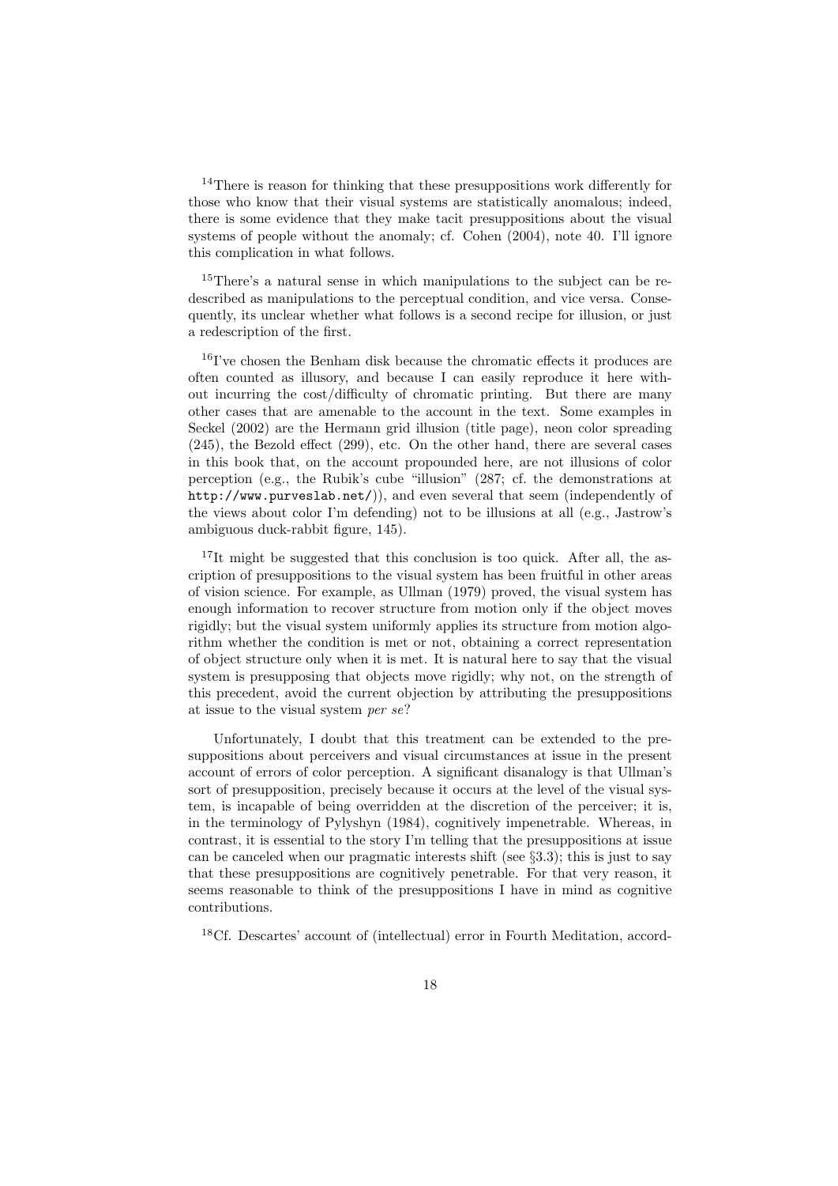[14]There is reason for thinking that these presuppositions work differently for those who know that their visual systems are statistically anomalous; indeed, there is some evidence that they make tacit presuppositions about the visual systems of people without the anomaly; cf. Cohen (2004), note 40. I'll ignore this complication in what follows.

[15]There's a natural sense in which manipulations to the subject can be redescribed as manipulations to the perceptual condition, and vice versa. Consequently, its unclear whether what follows is a second recipe for illusion, or just a redescription of the first.

[16]I've chosen the Benham disk because the chromatic effects it produces are often counted as illusory, and because I can easily reproduce it here without incurring the cost/difficulty of chromatic printing. But there are many other cases that are amenable to the account in the text. Some examples in Seckel (2002) are the Hermann grid illusion (title page), neon color spreading (245), the Bezold effect (299), etc. On the other hand, there are several cases in this book that, on the account propounded here, are not illusions of color perception (e.g., the Rubik's cube "illusion" (287; cf. the demonstrations at `http://www.purveslab.net/`)), and even several that seem (independently of the views about color I'm defending) not to be illusions at all (e.g., Jastrow's ambiguous duck-rabbit figure, 145).

[17]It might be suggested that this conclusion is too quick. After all, the ascription of presuppositions to the visual system has been fruitful in other areas of vision science. For example, as Ullman (1979) proved, the visual system has enough information to recover structure from motion only if the object moves rigidly; but the visual system uniformly applies its structure from motion algorithm whether the condition is met or not, obtaining a correct representation of object structure only when it is met. It is natural here to say that the visual system is presupposing that objects move rigidly; why not, on the strength of this precedent, avoid the current objection by attributing the presuppositions at issue to the visual system *per se*?

Unfortunately, I doubt that this treatment can be extended to the presuppositions about perceivers and visual circumstances at issue in the present account of errors of color perception. A significant disanalogy is that Ullman's sort of presupposition, precisely because it occurs at the level of the visual system, is incapable of being overridden at the discretion of the perceiver; it is, in the terminology of Pylyshyn (1984), cognitively impenetrable. Whereas, in contrast, it is essential to the story I'm telling that the presuppositions at issue can be canceled when our pragmatic interests shift (see §3.3); this is just to say that these presuppositions are cognitively penetrable. For that very reason, it seems reasonable to think of the presuppositions I have in mind as cognitive contributions.

[18]Cf. Descartes' account of (intellectual) error in Fourth Meditation, accord-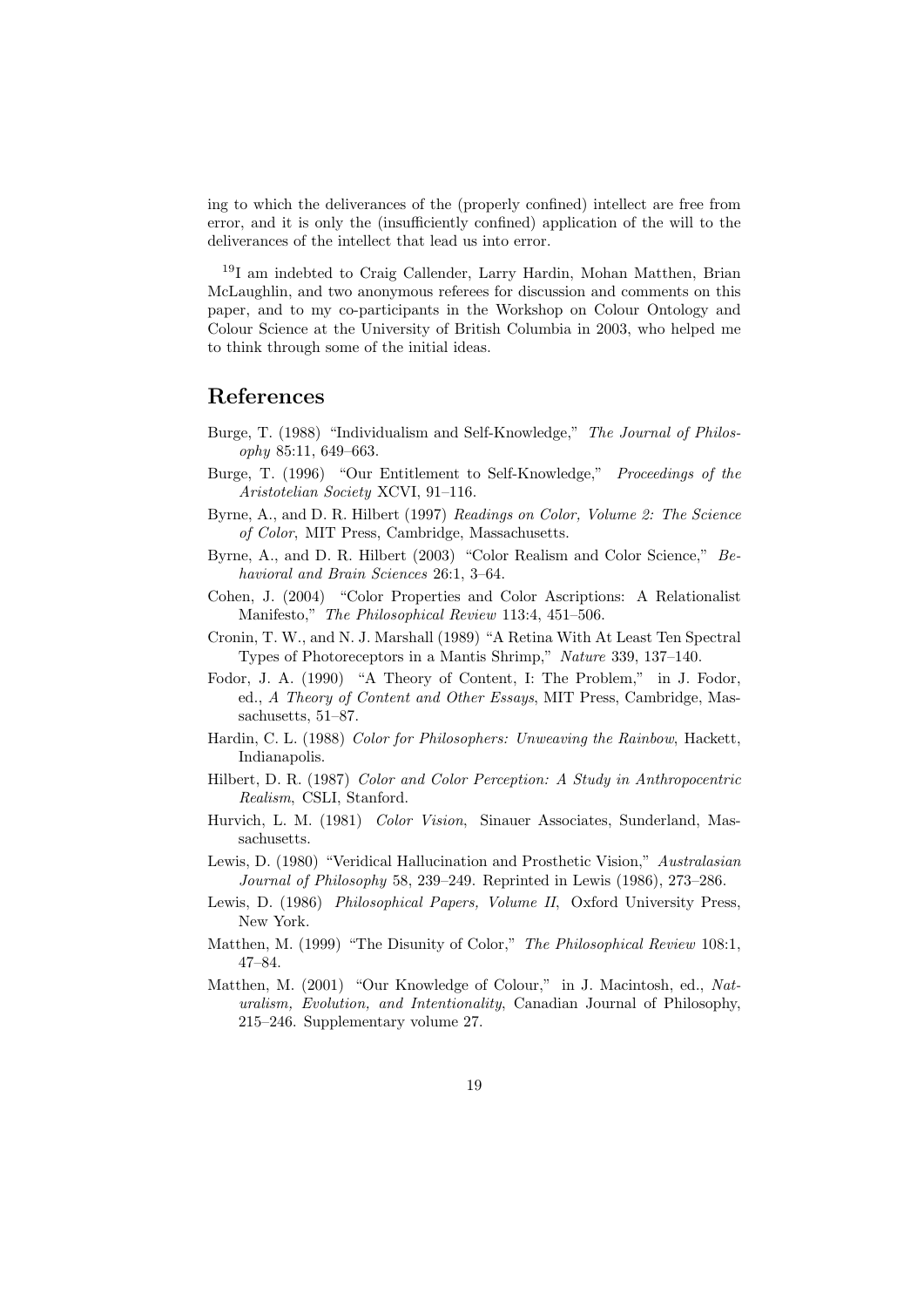ing to which the deliverances of the (properly confined) intellect are free from error, and it is only the (insufficiently confined) application of the will to the deliverances of the intellect that lead us into error.

[19]I am indebted to Craig Callender, Larry Hardin, Mohan Matthen, Brian McLaughlin, and two anonymous referees for discussion and comments on this paper, and to my co-participants in the Workshop on Colour Ontology and Colour Science at the University of British Columbia in 2003, who helped me to think through some of the initial ideas.

# References

Burge, T. (1988) "Individualism and Self-Knowledge," *The Journal of Philosophy* 85:11, 649–663.

Burge, T. (1996) "Our Entitlement to Self-Knowledge," *Proceedings of the Aristotelian Society* XCVI, 91–116.

Byrne, A., and D. R. Hilbert (1997) *Readings on Color, Volume 2: The Science of Color*, MIT Press, Cambridge, Massachusetts.

Byrne, A., and D. R. Hilbert (2003) "Color Realism and Color Science," *Behavioral and Brain Sciences* 26:1, 3–64.

Cohen, J. (2004) "Color Properties and Color Ascriptions: A Relationalist Manifesto," *The Philosophical Review* 113:4, 451–506.

Cronin, T. W., and N. J. Marshall (1989) "A Retina With At Least Ten Spectral Types of Photoreceptors in a Mantis Shrimp," *Nature* 339, 137–140.

Fodor, J. A. (1990) "A Theory of Content, I: The Problem," in J. Fodor, ed., *A Theory of Content and Other Essays*, MIT Press, Cambridge, Massachusetts, 51–87.

Hardin, C. L. (1988) *Color for Philosophers: Unweaving the Rainbow*, Hackett, Indianapolis.

Hilbert, D. R. (1987) *Color and Color Perception: A Study in Anthropocentric Realism*, CSLI, Stanford.

Hurvich, L. M. (1981) *Color Vision*, Sinauer Associates, Sunderland, Massachusetts.

Lewis, D. (1980) "Veridical Hallucination and Prosthetic Vision," *Australasian Journal of Philosophy* 58, 239–249. Reprinted in Lewis (1986), 273–286.

Lewis, D. (1986) *Philosophical Papers, Volume II*, Oxford University Press, New York.

Matthen, M. (1999) "The Disunity of Color," *The Philosophical Review* 108:1, 47–84.

Matthen, M. (2001) "Our Knowledge of Colour," in J. Macintosh, ed., *Naturalism, Evolution, and Intentionality*, Canadian Journal of Philosophy, 215–246. Supplementary volume 27.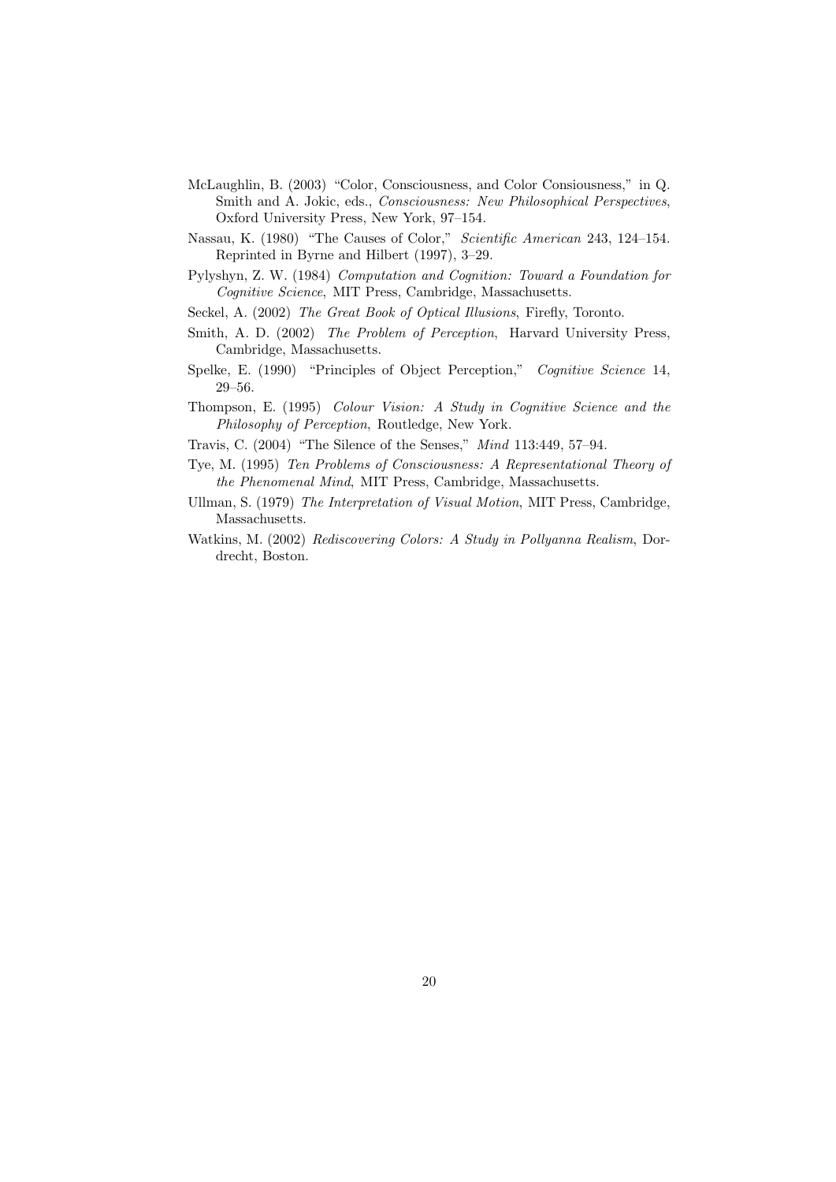McLaughlin, B. (2003) "Color, Consciousness, and Color Consiousness," in Q. Smith and A. Jokic, eds., *Consciousness: New Philosophical Perspectives*, Oxford University Press, New York, 97–154.

Nassau, K. (1980) "The Causes of Color," *Scientific American* 243, 124–154. Reprinted in Byrne and Hilbert (1997), 3–29.

Pylyshyn, Z. W. (1984) *Computation and Cognition: Toward a Foundation for Cognitive Science*, MIT Press, Cambridge, Massachusetts.

Seckel, A. (2002) *The Great Book of Optical Illusions*, Firefly, Toronto.

Smith, A. D. (2002) *The Problem of Perception*, Harvard University Press, Cambridge, Massachusetts.

Spelke, E. (1990) "Principles of Object Perception," *Cognitive Science* 14, 29–56.

Thompson, E. (1995) *Colour Vision: A Study in Cognitive Science and the Philosophy of Perception*, Routledge, New York.

Travis, C. (2004) "The Silence of the Senses," *Mind* 113:449, 57–94.

Tye, M. (1995) *Ten Problems of Consciousness: A Representational Theory of the Phenomenal Mind*, MIT Press, Cambridge, Massachusetts.

Ullman, S. (1979) *The Interpretation of Visual Motion*, MIT Press, Cambridge, Massachusetts.

Watkins, M. (2002) *Rediscovering Colors: A Study in Pollyanna Realism*, Dordrecht, Boston.